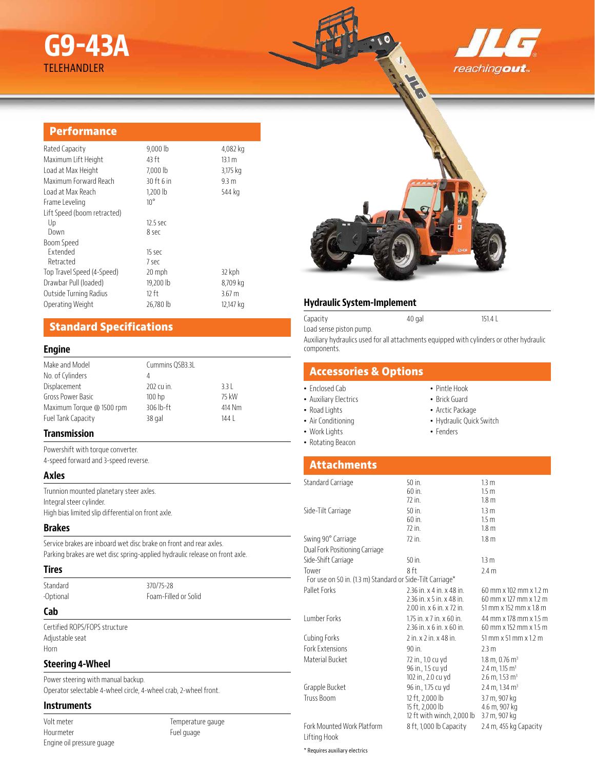# G9-43A

TELEHANDLER

JLG reachingout

## Performance

| | | |
|---|---|---|
| Rated Capacity | 9,000 lb | 4,082 kg |
| Maximum Lift Height | 43 ft | 13.1 m |
| Load at Max Height | 7,000 lb | 3,175 kg |
| Maximum Forward Reach | 30 ft 6 in | 9.3 m |
| Load at Max Reach | 1,200 lb | 544 kg |
| Frame Leveling | 10° | |
| Lift Speed (boom retracted) | | |
| Up | 12.5 sec | |
| Down | 8 sec | |
| Boom Speed | | |
| Extended | 15 sec | |
| Retracted | 7 sec | |
| Top Travel Speed (4-Speed) | 20 mph | 32 kph |
| Drawbar Pull (loaded) | 19,200 lb | 8,709 kg |
| Outside Turning Radius | 12 ft | 3.67 m |
| Operating Weight | 26,780 lb | 12,147 kg |

## Standard Specifications

### Engine

| | | |
|---|---|---|
| Make and Model | Cummins QSB3.3L | |
| No. of Cylinders | 4 | |
| Displacement | 202 cu in. | 3.3 L |
| Gross Power Basic | 100 hp | 75 kW |
| Maximum Torque @ 1500 rpm | 306 lb-ft | 414 Nm |
| Fuel Tank Capacity | 38 gal | 144 L |

### Transmission

Powershift with torque converter.
4-speed forward and 3-speed reverse.

### Axles

Trunnion mounted planetary steer axles.
Integral steer cylinder.
High bias limited slip differential on front axle.

### Brakes

Service brakes are inboard wet disc brake on front and rear axles.
Parking brakes are wet disc spring-applied hydraulic release on front axle.

### Tires

| | |
|---|---|
| Standard | 370/75-28 |
| -Optional | Foam-Filled or Solid |

### Cab

Certified ROPS/FOPS structure
Adjustable seat
Horn

### Steering 4-Wheel

Power steering with manual backup.
Operator selectable 4-wheel circle, 4-wheel crab, 2-wheel front.

### Instruments

- Volt meter
- Hourmeter
- Engine oil pressure guage
- Temperature gauge
- Fuel guage

## Hydraulic System-Implement

| | | |
|---|---|---|
| Capacity | 40 gal | 151.4 L |

Load sense piston pump.

Auxiliary hydraulics used for all attachments equipped with cylinders or other hydraulic components.

## Accessories & Options

- Enclosed Cab
- Auxiliary Electrics
- Road Lights
- Air Conditioning
- Work Lights
- Rotating Beacon
- Pintle Hook
- Brick Guard
- Arctic Package
- Hydraulic Quick Switch
- Fenders

## Attachments

| | | |
|---|---|---|
| Standard Carriage | 50 in.<br>60 in.<br>72 in. | 1.3 m<br>1.5 m<br>1.8 m |
| Side-Tilt Carriage | 50 in.<br>60 in.<br>72 in. | 1.3 m<br>1.5 m<br>1.8 m |
| Swing 90° Carriage | 72 in. | 1.8 m |
| Dual Fork Positioning Carriage | | |
| Side-Shift Carriage | 50 in. | 1.3 m |
| Tower<br>For use on 50 in. (1.3 m) Standard or Side-Tilt Carriage* | 8 ft | 2.4 m |
| Pallet Forks | 2.36 in. x 4 in. x 48 in.<br>2.36 in. x 5 in. x 48 in.<br>2.00 in. x 6 in. x 72 in. | 60 mm x 102 mm x 1.2 m<br>60 mm x 127 mm x 1.2 m<br>51 mm x 152 mm x 1.8 m |
| Lumber Forks | 1.75 in. x 7 in. x 60 in.<br>2.36 in. x 6 in. x 60 in. | 44 mm x 178 mm x 1.5 m<br>60 mm x 152 mm x 1.5 m |
| Cubing Forks | 2 in. x 2 in. x 48 in. | 51 mm x 51 mm x 1.2 m |
| Fork Extensions | 90 in. | 2.3 m |
| Material Bucket | 72 in., 1.0 cu yd<br>96 in., 1.5 cu yd<br>102 in., 2.0 cu yd | 1.8 m, 0.76 $m^3$<br>2.4 m, 1.15 $m^3$<br>2.6 m, 1.53 $m^3$ |
| Grapple Bucket | 96 in., 1.75 cu yd | 2.4 m, 1.34 $m^3$ |
| Truss Boom | 12 ft, 2,000 lb<br>15 ft, 2,000 lb<br>12 ft with winch, 2,000 lb | 3.7 m, 907 kg<br>4.6 m, 907 kg<br>3.7 m, 907 kg |
| Fork Mounted Work Platform | 8 ft, 1,000 lb Capacity | 2.4 m, 455 kg Capacity |
| Lifting Hook | | |

* Requires auxiliary electrics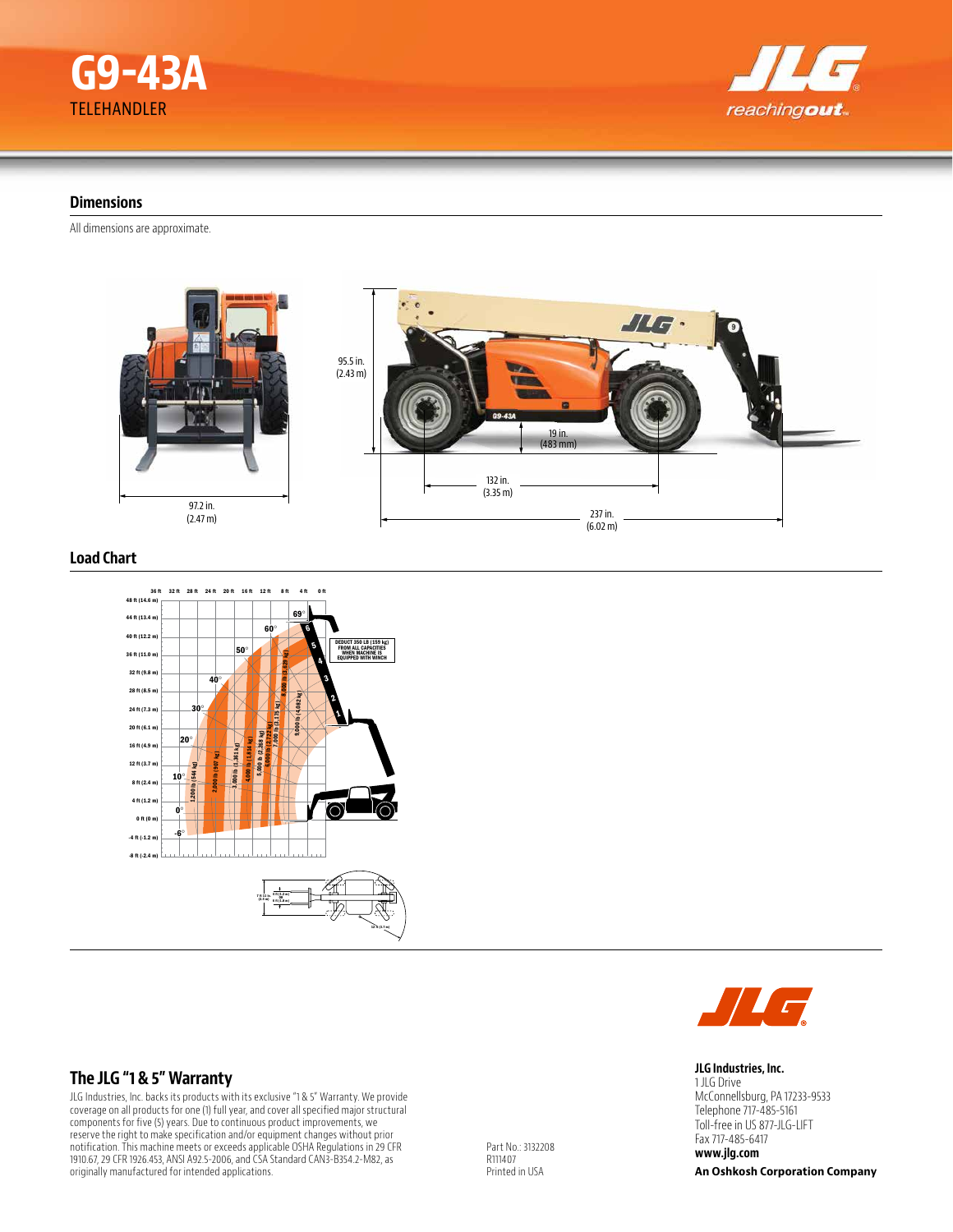# G9-43A

TELEHANDLER

JLG reachingout.

## Dimensions

All dimensions are approximate.

97.2 in.
(2.47 m)

95.5 in.
(2.43 m)

19 in.
(483 mm)

132 in.
(3.35 m)

237 in.
(6.02 m)

## Load Chart

36 ft 32 ft 28 ft 24 ft 20 ft 16 ft 12 ft 8 ft 4 ft 0 ft

48 ft (14.6 m)
44 ft (13.4 m)
40 ft (12.2 m)
36 ft (11.0 m)
32 ft (9.8 m)
28 ft (8.5 m)
24 ft (7.3 m)
20 ft (6.1 m)
16 ft (4.9 m)
12 ft (3.7 m)
8 ft (2.4 m)
4 ft (1.2 m)
0 ft (0 m)
-4 ft (-1.2 m)
-8 ft (-2.4 m)

69° 60° 50° 40° 30° 20° 10° 0° -6°

1,200 lb (544 kg)
2,000 lb (907 kg)
3,000 lb (1,361 kg)
4,000 lb (1,814 kg)
5,000 lb (2,268 kg)
6,000 lb (2,722 kg)
7,000 lb (3,175 kg)
8,000 lb (3,629 kg)
9,000 lb (4,082 kg)

DEDUCT 350 LB (159 kg) FROM ALL CAPACITIES WHEN MACHINE IS EQUIPPED WITH WINCH

## The JLG "1 & 5" Warranty

JLG Industries, Inc. backs its products with its exclusive "1 & 5" Warranty. We provide coverage on all products for one (1) full year, and cover all specified major structural components for five (5) years. Due to continuous product improvements, we reserve the right to make specification and/or equipment changes without prior notification. This machine meets or exceeds applicable OSHA Regulations in 29 CFR 1910.67, 29 CFR 1926.453, ANSI A92.5-2006, and CSA Standard CAN3-B354.2-M82, as originally manufactured for intended applications.

Part No.: 3132208
R111407
Printed in USA

**JLG Industries, Inc.**
1 JLG Drive
McConnellsburg, PA 17233-9533
Telephone 717-485-5161
Toll-free in US 877-JLG-LIFT
Fax 717-485-6417
**www.jlg.com**
**An Oshkosh Corporation Company**